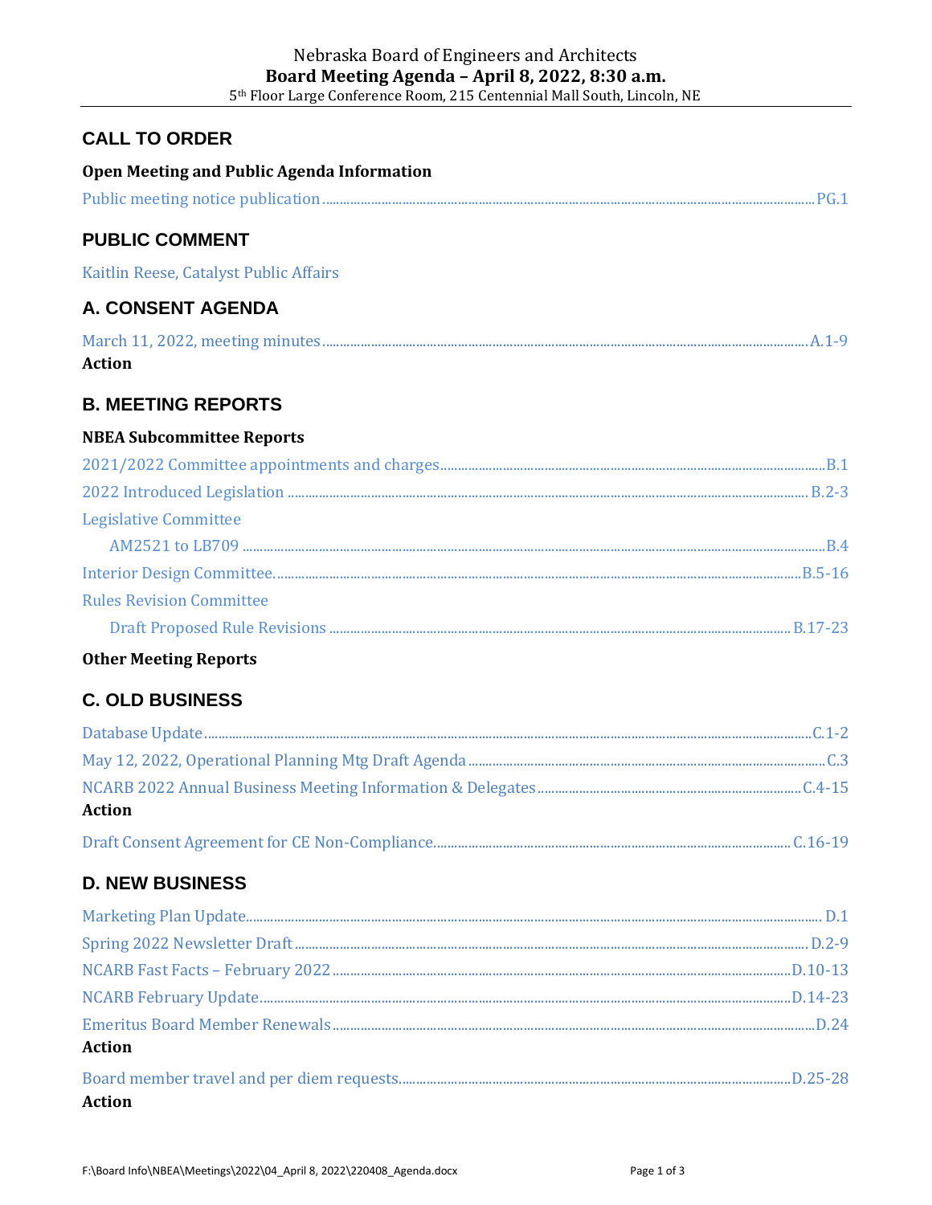Nebraska Board of Engineers and Architects

**Board Meeting Agenda – April 8, 2022, 8:30 a.m.**

5th Floor Large Conference Room, 215 Centennial Mall South, Lincoln, NE

## CALL TO ORDER

### Open Meeting and Public Agenda Information

Public meeting notice publication ........ PG.1

## PUBLIC COMMENT

Kaitlin Reese, Catalyst Public Affairs

## A. CONSENT AGENDA

March 11, 2022, meeting minutes ........ A.1-9

**Action**

## B. MEETING REPORTS

### NBEA Subcommittee Reports

2021/2022 Committee appointments and charges ........ B.1

2022 Introduced Legislation ........ B.2-3

Legislative Committee

- AM2521 to LB709 ........ B.4

Interior Design Committee. ........ B.5-16

Rules Revision Committee

- Draft Proposed Rule Revisions ........ B.17-23

### Other Meeting Reports

## C. OLD BUSINESS

Database Update ........ C.1-2

May 12, 2022, Operational Planning Mtg Draft Agenda ........ C.3

NCARB 2022 Annual Business Meeting Information & Delegates ........ C.4-15

**Action**

Draft Consent Agreement for CE Non-Compliance. ........ C.16-19

## D. NEW BUSINESS

Marketing Plan Update. ........ D.1

Spring 2022 Newsletter Draft ........ D.2-9

NCARB Fast Facts – February 2022 ........ D.10-13

NCARB February Update. ........ D.14-23

Emeritus Board Member Renewals ........ D.24

**Action**

Board member travel and per diem requests. ........ D.25-28

**Action**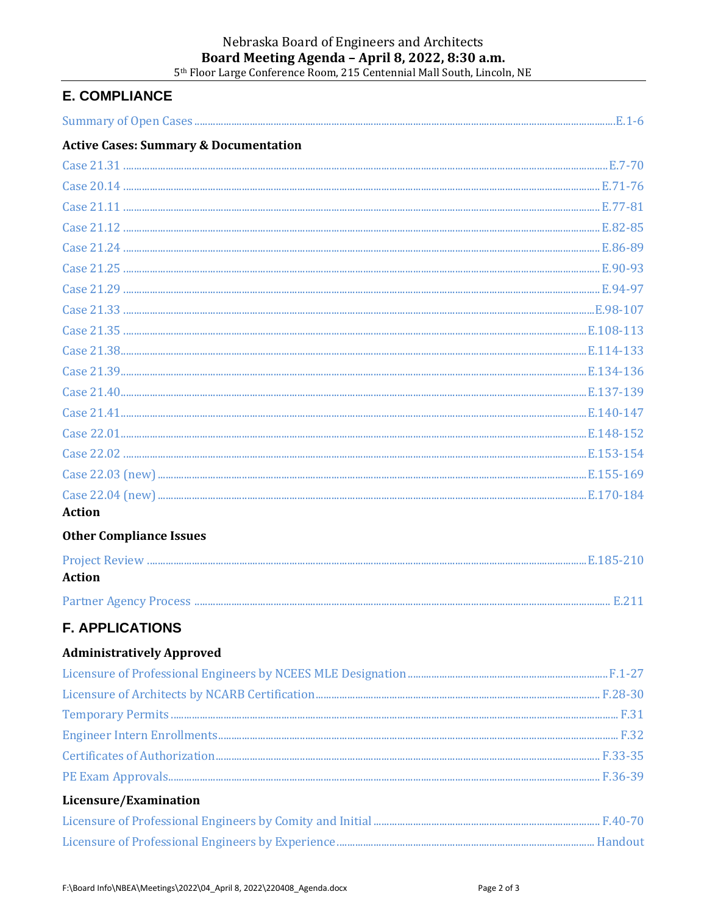# E. COMPLIANCE

Summary of Open Cases ........ E.1-6

### Active Cases: Summary & Documentation

Case 21.31 ........ E.7-70

Case 20.14 ........ E.71-76

Case 21.11 ........ E.77-81

Case 21.12 ........ E.82-85

Case 21.24 ........ E.86-89

Case 21.25 ........ E.90-93

Case 21.29 ........ E.94-97

Case 21.33 ........ E.98-107

Case 21.35 ........ E.108-113

Case 21.38........ E.114-133

Case 21.39........ E.134-136

Case 21.40........ E.137-139

Case 21.41........ E.140-147

Case 22.01........ E.148-152

Case 22.02 ........ E.153-154

Case 22.03 (new) ........ E.155-169

Case 22.04 (new) ........ E.170-184

**Action**

### Other Compliance Issues

Project Review ........ E.185-210

**Action**

Partner Agency Process ........ E.211

# F. APPLICATIONS

### Administratively Approved

Licensure of Professional Engineers by NCEES MLE Designation ........ F.1-27

Licensure of Architects by NCARB Certification........ F.28-30

Temporary Permits ........ F.31

Engineer Intern Enrollments........ F.32

Certificates of Authorization........ F.33-35

PE Exam Approvals........ F.36-39

### Licensure/Examination

Licensure of Professional Engineers by Comity and Initial ........ F.40-70

Licensure of Professional Engineers by Experience........ Handout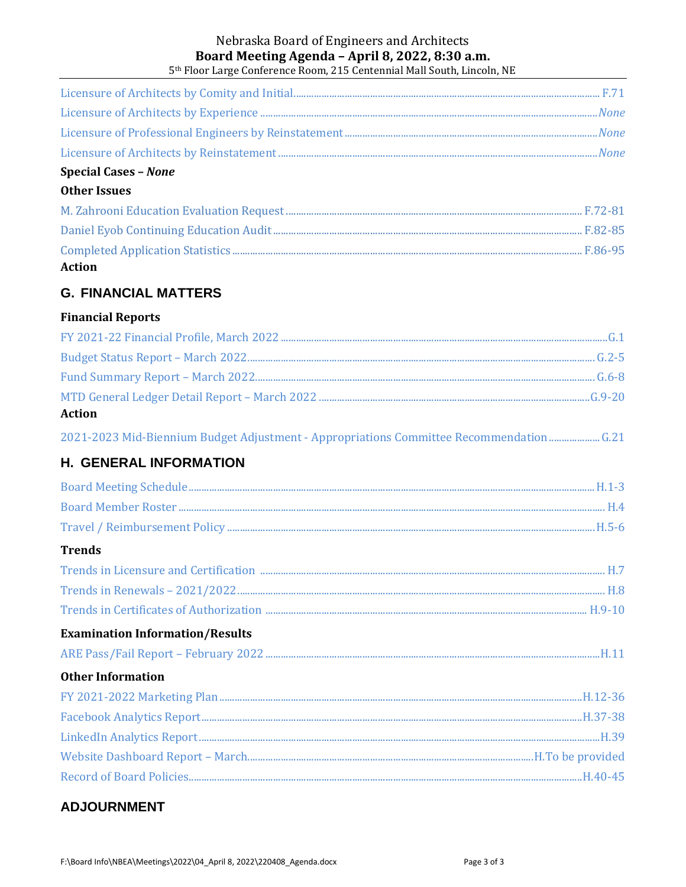Licensure of Architects by Comity and Initial........ F.71

Licensure of Architects by Experience ........ *None*

Licensure of Professional Engineers by Reinstatement ........ *None*

Licensure of Architects by Reinstatement ........ *None*

**Special Cases – *None***

**Other Issues**

M. Zahrooni Education Evaluation Request ........ F.72-81

Daniel Eyob Continuing Education Audit ........ F.82-85

Completed Application Statistics ........ F.86-95

**Action**

## G. FINANCIAL MATTERS

**Financial Reports**

FY 2021-22 Financial Profile, March 2022 ........ G.1

Budget Status Report – March 2022........ G.2-5

Fund Summary Report – March 2022........ G.6-8

MTD General Ledger Detail Report – March 2022 ........ G.9-20

**Action**

2021-2023 Mid-Biennium Budget Adjustment - Appropriations Committee Recommendation........ G.21

## H. GENERAL INFORMATION

Board Meeting Schedule........ H.1-3

Board Member Roster ........ H.4

Travel / Reimbursement Policy ........ H.5-6

**Trends**

Trends in Licensure and Certification ........ H.7

Trends in Renewals – 2021/2022........ H.8

Trends in Certificates of Authorization ........ H.9-10

**Examination Information/Results**

ARE Pass/Fail Report – February 2022 ........ H.11

**Other Information**

FY 2021-2022 Marketing Plan........ H.12-36

Facebook Analytics Report........ H.37-38

LinkedIn Analytics Report........ H.39

Website Dashboard Report – March........ H.To be provided

Record of Board Policies........ H.40-45

## ADJOURNMENT